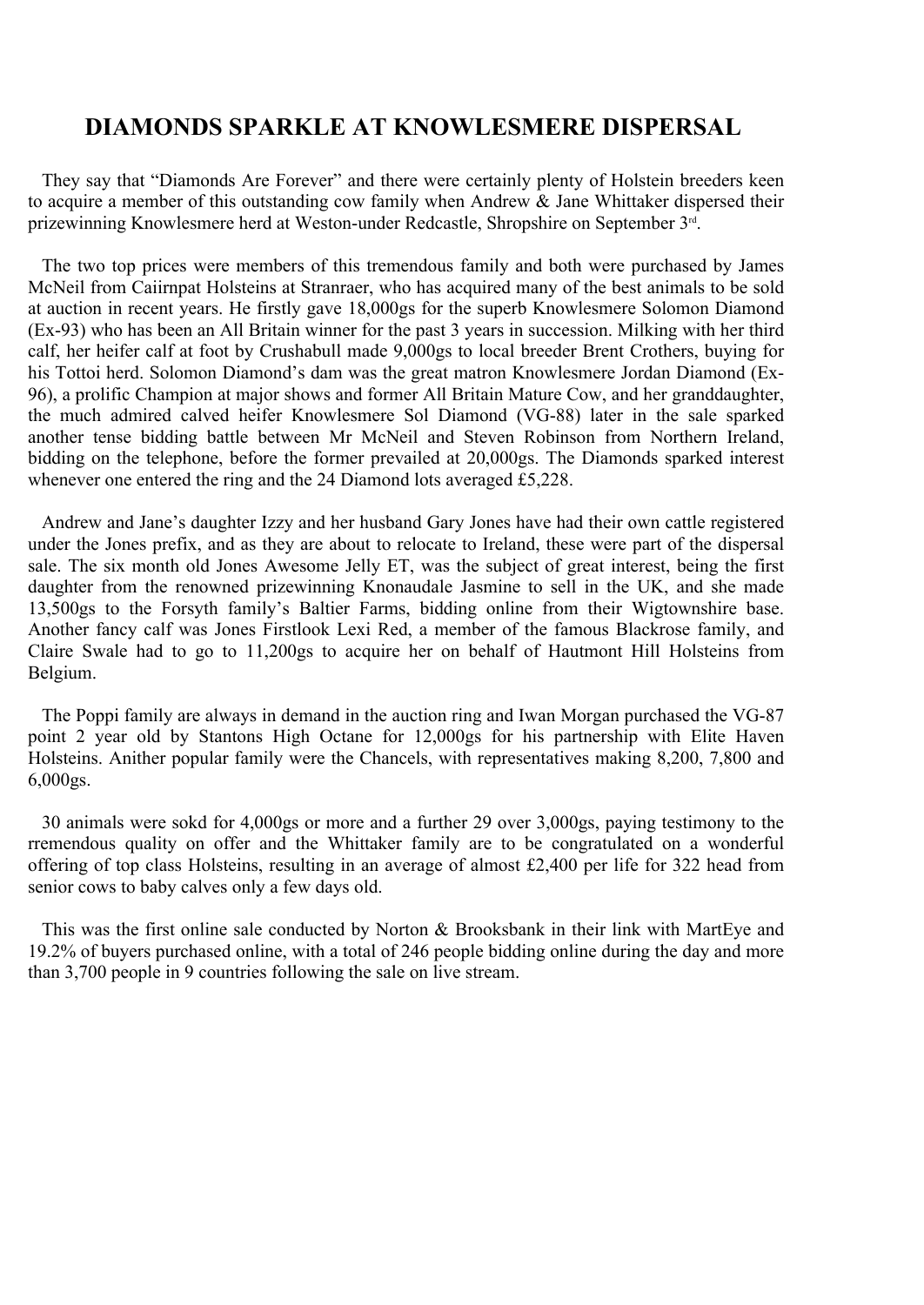# DIAMONDS SPARKLE AT KNOWLESMERE DISPERSAL

They say that "Diamonds Are Forever" and there were certainly plenty of Holstein breeders keen to acquire a member of this outstanding cow family when Andrew & Jane Whittaker dispersed their prizewinning Knowlesmere herd at Weston-under Redcastle, Shropshire on September 3rd.

The two top prices were members of this tremendous family and both were purchased by James McNeil from Caiirnpat Holsteins at Stranraer, who has acquired many of the best animals to be sold at auction in recent years. He firstly gave 18,000gs for the superb Knowlesmere Solomon Diamond (Ex-93) who has been an All Britain winner for the past 3 years in succession. Milking with her third calf, her heifer calf at foot by Crushabull made 9,000gs to local breeder Brent Crothers, buying for his Tottoi herd. Solomon Diamond's dam was the great matron Knowlesmere Jordan Diamond (Ex-96), a prolific Champion at major shows and former All Britain Mature Cow, and her granddaughter, the much admired calved heifer Knowlesmere Sol Diamond (VG-88) later in the sale sparked another tense bidding battle between Mr McNeil and Steven Robinson from Northern Ireland, bidding on the telephone, before the former prevailed at 20,000gs. The Diamonds sparked interest whenever one entered the ring and the 24 Diamond lots averaged £5,228.

Andrew and Jane's daughter Izzy and her husband Gary Jones have had their own cattle registered under the Jones prefix, and as they are about to relocate to Ireland, these were part of the dispersal sale. The six month old Jones Awesome Jelly ET, was the subject of great interest, being the first daughter from the renowned prizewinning Knonaudale Jasmine to sell in the UK, and she made 13,500gs to the Forsyth family's Baltier Farms, bidding online from their Wigtownshire base. Another fancy calf was Jones Firstlook Lexi Red, a member of the famous Blackrose family, and Claire Swale had to go to 11,200gs to acquire her on behalf of Hautmont Hill Holsteins from Belgium.

The Poppi family are always in demand in the auction ring and Iwan Morgan purchased the VG-87 point 2 year old by Stantons High Octane for 12,000gs for his partnership with Elite Haven Holsteins. Anither popular family were the Chancels, with representatives making 8,200, 7,800 and 6,000gs.

30 animals were sokd for 4,000gs or more and a further 29 over 3,000gs, paying testimony to the rremendous quality on offer and the Whittaker family are to be congratulated on a wonderful offering of top class Holsteins, resulting in an average of almost £2,400 per life for 322 head from senior cows to baby calves only a few days old.

This was the first online sale conducted by Norton & Brooksbank in their link with MartEye and 19.2% of buyers purchased online, with a total of 246 people bidding online during the day and more than 3,700 people in 9 countries following the sale on live stream.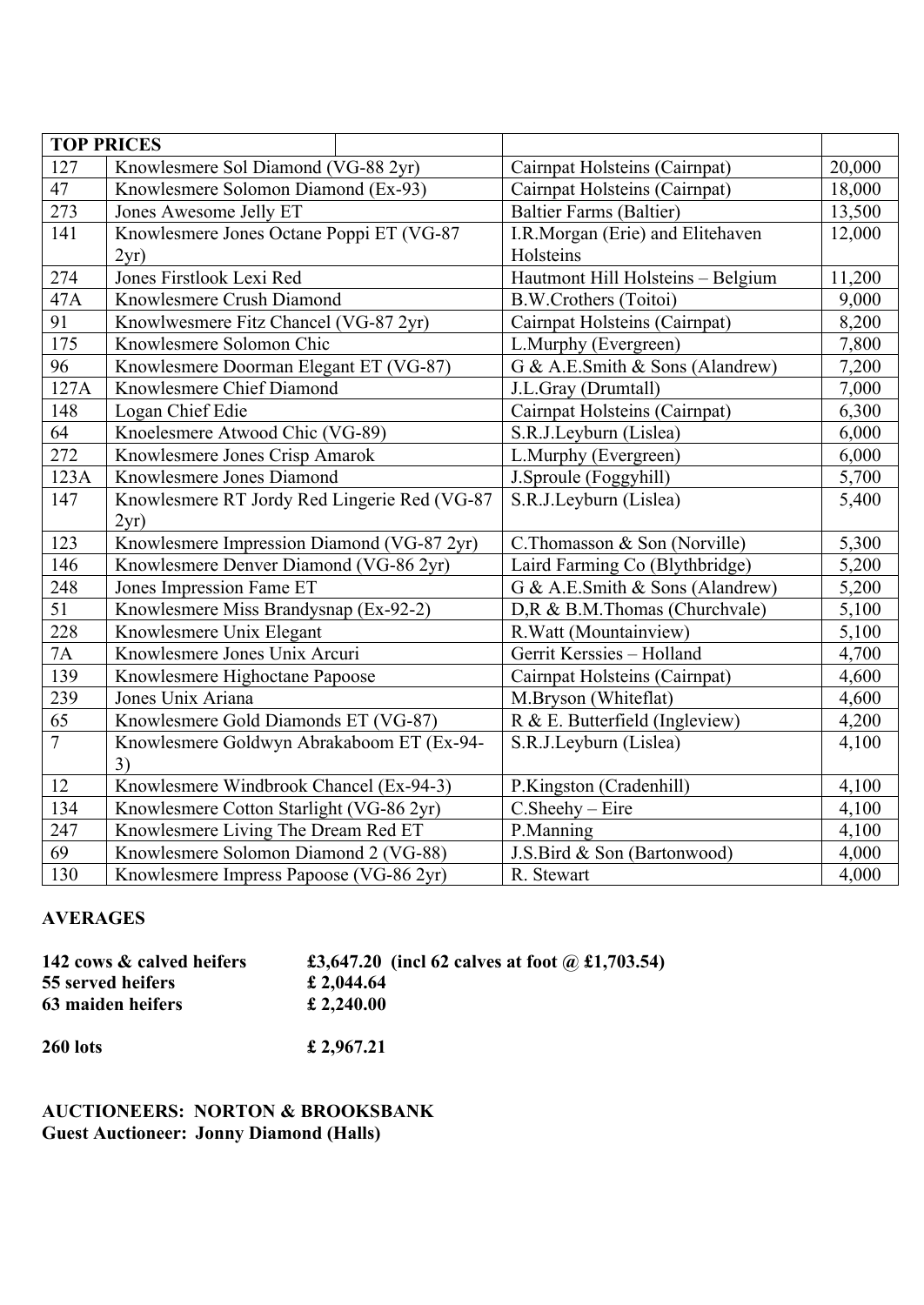| TOP PRICES | | | |
|---|---|---|---|
| 127 | Knowlesmere Sol Diamond (VG-88 2yr) | Cairnpat Holsteins (Cairnpat) | 20,000 |
| 47 | Knowlesmere Solomon Diamond (Ex-93) | Cairnpat Holsteins (Cairnpat) | 18,000 |
| 273 | Jones Awesome Jelly ET | Baltier Farms (Baltier) | 13,500 |
| 141 | Knowlesmere Jones Octane Poppi ET (VG-87 2yr) | I.R.Morgan (Erie) and Elitehaven Holsteins | 12,000 |
| 274 | Jones Firstlook Lexi Red | Hautmont Hill Holsteins – Belgium | 11,200 |
| 47A | Knowlesmere Crush Diamond | B.W.Crothers (Toitoi) | 9,000 |
| 91 | Knowlwesmere Fitz Chancel (VG-87 2yr) | Cairnpat Holsteins (Cairnpat) | 8,200 |
| 175 | Knowlesmere Solomon Chic | L.Murphy (Evergreen) | 7,800 |
| 96 | Knowlesmere Doorman Elegant ET (VG-87) | G & A.E.Smith & Sons (Alandrew) | 7,200 |
| 127A | Knowlesmere Chief Diamond | J.L.Gray (Drumtall) | 7,000 |
| 148 | Logan Chief Edie | Cairnpat Holsteins (Cairnpat) | 6,300 |
| 64 | Knoelesmere Atwood Chic (VG-89) | S.R.J.Leyburn (Lislea) | 6,000 |
| 272 | Knowlesmere Jones Crisp Amarok | L.Murphy (Evergreen) | 6,000 |
| 123A | Knowlesmere Jones Diamond | J.Sproule (Foggyhill) | 5,700 |
| 147 | Knowlesmere RT Jordy Red Lingerie Red (VG-87 2yr) | S.R.J.Leyburn (Lislea) | 5,400 |
| 123 | Knowlesmere Impression Diamond (VG-87 2yr) | C.Thomasson & Son (Norville) | 5,300 |
| 146 | Knowlesmere Denver Diamond (VG-86 2yr) | Laird Farming Co (Blythbridge) | 5,200 |
| 248 | Jones Impression Fame ET | G & A.E.Smith & Sons (Alandrew) | 5,200 |
| 51 | Knowlesmere Miss Brandysnap (Ex-92-2) | D,R & B.M.Thomas (Churchvale) | 5,100 |
| 228 | Knowlesmere Unix Elegant | R.Watt (Mountainview) | 5,100 |
| 7A | Knowlesmere Jones Unix Arcuri | Gerrit Kerssies – Holland | 4,700 |
| 139 | Knowlesmere Highoctane Papoose | Cairnpat Holsteins (Cairnpat) | 4,600 |
| 239 | Jones Unix Ariana | M.Bryson (Whiteflat) | 4,600 |
| 65 | Knowlesmere Gold Diamonds ET (VG-87) | R & E. Butterfield (Ingleview) | 4,200 |
| 7 | Knowlesmere Goldwyn Abrakaboom ET (Ex-94-3) | S.R.J.Leyburn (Lislea) | 4,100 |
| 12 | Knowlesmere Windbrook Chancel (Ex-94-3) | P.Kingston (Cradenhill) | 4,100 |
| 134 | Knowlesmere Cotton Starlight (VG-86 2yr) | C.Sheehy – Eire | 4,100 |
| 247 | Knowlesmere Living The Dream Red ET | P.Manning | 4,100 |
| 69 | Knowlesmere Solomon Diamond 2 (VG-88) | J.S.Bird & Son (Bartonwood) | 4,000 |
| 130 | Knowlesmere Impress Papoose (VG-86 2yr) | R. Stewart | 4,000 |

**AVERAGES**

**142 cows & calved heifers** **£3,647.20 (incl 62 calves at foot @ £1,703.54)**
**55 served heifers** **£ 2,044.64**
**63 maiden heifers** **£ 2,240.00**

**260 lots** **£ 2,967.21**

**AUCTIONEERS: NORTON & BROOKSBANK**
**Guest Auctioneer: Jonny Diamond (Halls)**